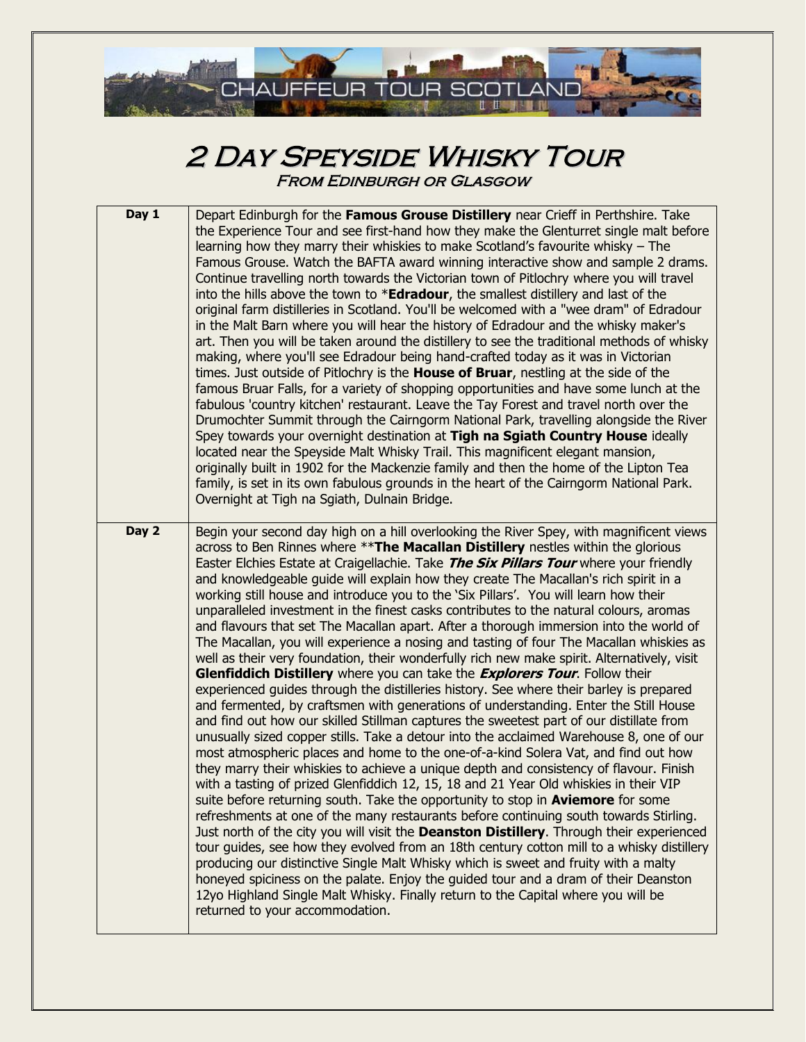# 2 Day Speyside Whisky Tour

### From Edinburgh or Glasgow

| | |
|---|---|
| **Day 1** | Depart Edinburgh for the **Famous Grouse Distillery** near Crieff in Perthshire. Take the Experience Tour and see first-hand how they make the Glenturret single malt before learning how they marry their whiskies to make Scotland's favourite whisky – The Famous Grouse. Watch the BAFTA award winning interactive show and sample 2 drams. Continue travelling north towards the Victorian town of Pitlochry where you will travel into the hills above the town to \***Edradour**, the smallest distillery and last of the original farm distilleries in Scotland. You'll be welcomed with a "wee dram" of Edradour in the Malt Barn where you will hear the history of Edradour and the whisky maker's art. Then you will be taken around the distillery to see the traditional methods of whisky making, where you'll see Edradour being hand-crafted today as it was in Victorian times. Just outside of Pitlochry is the **House of Bruar**, nestling at the side of the famous Bruar Falls, for a variety of shopping opportunities and have some lunch at the fabulous 'country kitchen' restaurant. Leave the Tay Forest and travel north over the Drumochter Summit through the Cairngorm National Park, travelling alongside the River Spey towards your overnight destination at **Tigh na Sgiath Country House** ideally located near the Speyside Malt Whisky Trail. This magnificent elegant mansion, originally built in 1902 for the Mackenzie family and then the home of the Lipton Tea family, is set in its own fabulous grounds in the heart of the Cairngorm National Park. Overnight at Tigh na Sgiath, Dulnain Bridge. |
| **Day 2** | Begin your second day high on a hill overlooking the River Spey, with magnificent views across to Ben Rinnes where \*\***The Macallan Distillery** nestles within the glorious Easter Elchies Estate at Craigellachie. Take ***The Six Pillars Tour*** where your friendly and knowledgeable guide will explain how they create The Macallan's rich spirit in a working still house and introduce you to the 'Six Pillars'. You will learn how their unparalleled investment in the finest casks contributes to the natural colours, aromas and flavours that set The Macallan apart. After a thorough immersion into the world of The Macallan, you will experience a nosing and tasting of four The Macallan whiskies as well as their very foundation, their wonderfully rich new make spirit. Alternatively, visit **Glenfiddich Distillery** where you can take the ***Explorers Tour***. Follow their experienced guides through the distilleries history. See where their barley is prepared and fermented, by craftsmen with generations of understanding. Enter the Still House and find out how our skilled Stillman captures the sweetest part of our distillate from unusually sized copper stills. Take a detour into the acclaimed Warehouse 8, one of our most atmospheric places and home to the one-of-a-kind Solera Vat, and find out how they marry their whiskies to achieve a unique depth and consistency of flavour. Finish with a tasting of prized Glenfiddich 12, 15, 18 and 21 Year Old whiskies in their VIP suite before returning south. Take the opportunity to stop in **Aviemore** for some refreshments at one of the many restaurants before continuing south towards Stirling. Just north of the city you will visit the **Deanston Distillery**. Through their experienced tour guides, see how they evolved from an 18th century cotton mill to a whisky distillery producing our distinctive Single Malt Whisky which is sweet and fruity with a malty honeyed spiciness on the palate. Enjoy the guided tour and a dram of their Deanston 12yo Highland Single Malt Whisky. Finally return to the Capital where you will be returned to your accommodation. |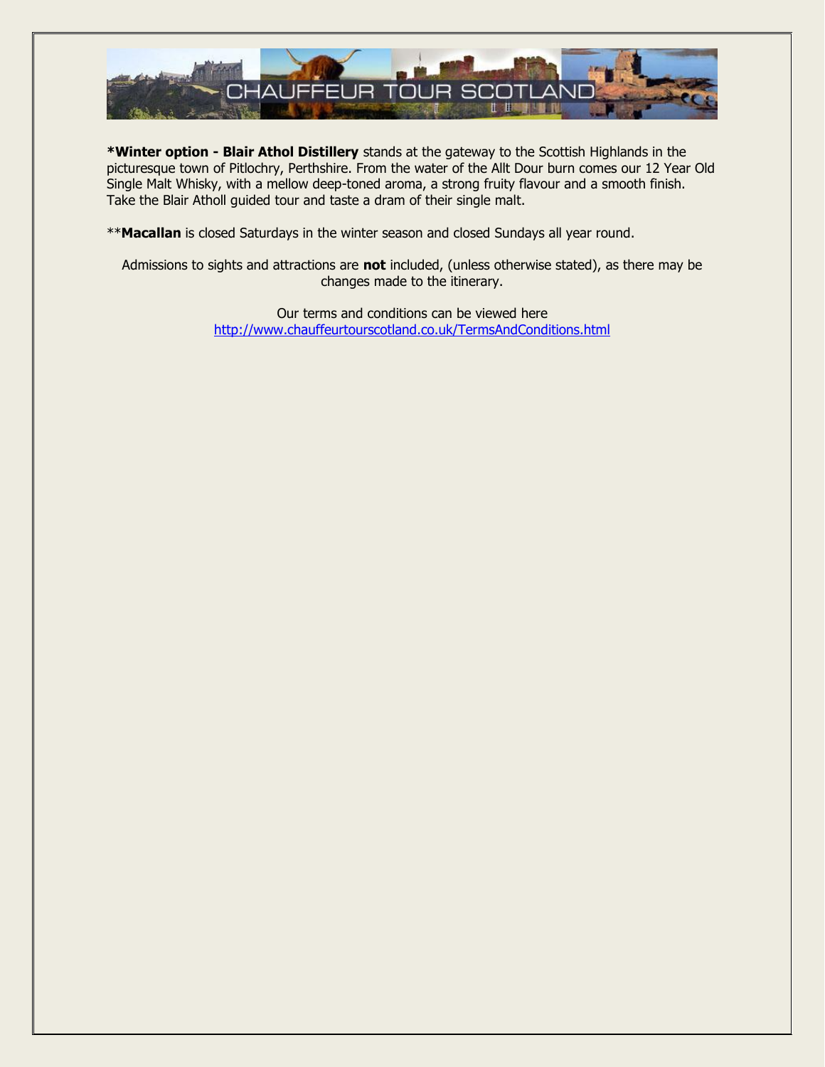**\*Winter option - Blair Athol Distillery** stands at the gateway to the Scottish Highlands in the picturesque town of Pitlochry, Perthshire. From the water of the Allt Dour burn comes our 12 Year Old Single Malt Whisky, with a mellow deep-toned aroma, a strong fruity flavour and a smooth finish. Take the Blair Atholl guided tour and taste a dram of their single malt.

\*\***Macallan** is closed Saturdays in the winter season and closed Sundays all year round.

Admissions to sights and attractions are **not** included, (unless otherwise stated), as there may be changes made to the itinerary.

Our terms and conditions can be viewed here
http://www.chauffeurtourscotland.co.uk/TermsAndConditions.html